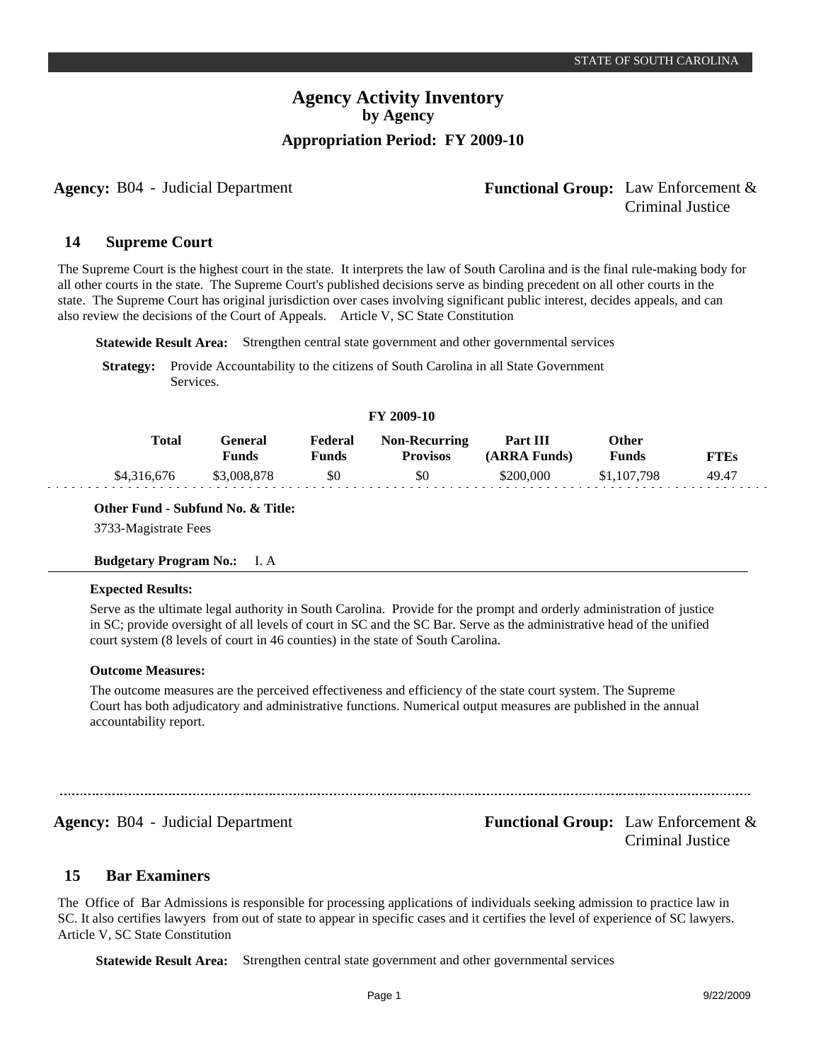# Agency Activity Inventory
## by Agency
### Appropriation Period: FY 2009-10

**Agency:** B04 - Judicial Department

**Functional Group:** Law Enforcement & Criminal Justice

## 14 Supreme Court

The Supreme Court is the highest court in the state. It interprets the law of South Carolina and is the final rule-making body for all other courts in the state. The Supreme Court's published decisions serve as binding precedent on all other courts in the state. The Supreme Court has original jurisdiction over cases involving significant public interest, decides appeals, and can also review the decisions of the Court of Appeals. Article V, SC State Constitution

**Statewide Result Area:** Strengthen central state government and other governmental services

**Strategy:** Provide Accountability to the citizens of South Carolina in all State Government Services.

**FY 2009-10**

| Total | General Funds | Federal Funds | Non-Recurring Provisos | Part III (ARRA Funds) | Other Funds | FTEs |
|---|---|---|---|---|---|---|
| $4,316,676 | $3,008,878 | $0 | $0 | $200,000 | $1,107,798 | 49.47 |

**Other Fund - Subfund No. & Title:**

3733-Magistrate Fees

**Budgetary Program No.:** I. A

**Expected Results:**

Serve as the ultimate legal authority in South Carolina. Provide for the prompt and orderly administration of justice in SC; provide oversight of all levels of court in SC and the SC Bar. Serve as the administrative head of the unified court system (8 levels of court in 46 counties) in the state of South Carolina.

**Outcome Measures:**

The outcome measures are the perceived effectiveness and efficiency of the state court system. The Supreme Court has both adjudicatory and administrative functions. Numerical output measures are published in the annual accountability report.

---

**Agency:** B04 - Judicial Department

**Functional Group:** Law Enforcement & Criminal Justice

## 15 Bar Examiners

The Office of Bar Admissions is responsible for processing applications of individuals seeking admission to practice law in SC. It also certifies lawyers from out of state to appear in specific cases and it certifies the level of experience of SC lawyers. Article V, SC State Constitution

**Statewide Result Area:** Strengthen central state government and other governmental services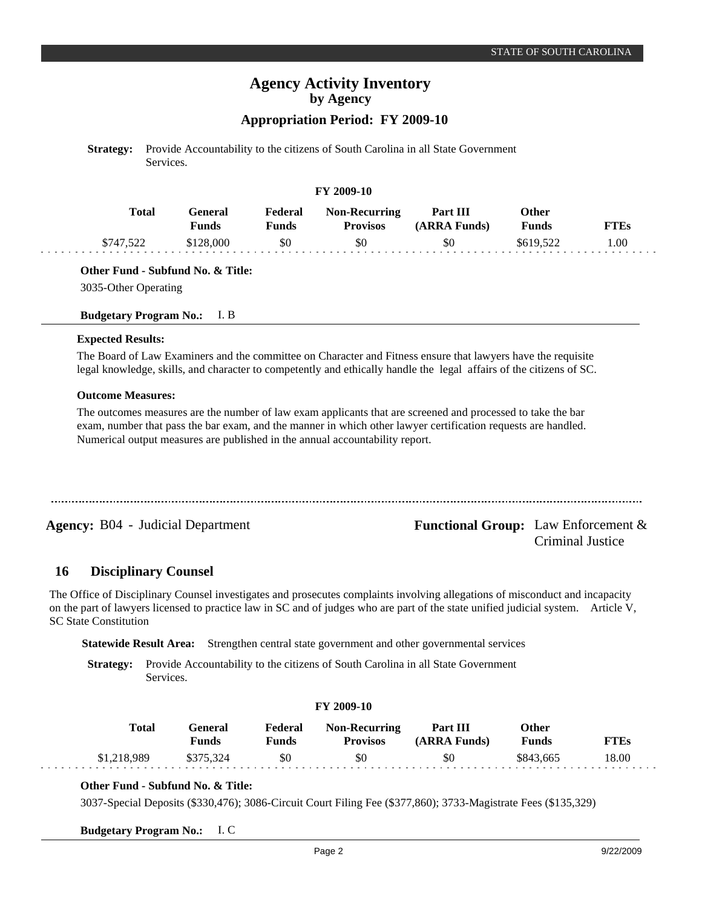**Strategy:** Provide Accountability to the citizens of South Carolina in all State Government Services.

**FY 2009-10**

| Total | General Funds | Federal Funds | Non-Recurring Provisos | Part III (ARRA Funds) | Other Funds | FTEs |
|---|---|---|---|---|---|---|
| $747,522 | $128,000 | $0 | $0 | $0 | $619,522 | 1.00 |

**Other Fund - Subfund No. & Title:**

3035-Other Operating

**Budgetary Program No.:** I. B

**Expected Results:**

The Board of Law Examiners and the committee on Character and Fitness ensure that lawyers have the requisite legal knowledge, skills, and character to competently and ethically handle the legal affairs of the citizens of SC.

**Outcome Measures:**

The outcomes measures are the number of law exam applicants that are screened and processed to take the bar exam, number that pass the bar exam, and the manner in which other lawyer certification requests are handled. Numerical output measures are published in the annual accountability report.

---

**Agency:** B04 - Judicial Department

**Functional Group:** Law Enforcement & Criminal Justice

## 16 Disciplinary Counsel

The Office of Disciplinary Counsel investigates and prosecutes complaints involving allegations of misconduct and incapacity on the part of lawyers licensed to practice law in SC and of judges who are part of the state unified judicial system. Article V, SC State Constitution

**Statewide Result Area:** Strengthen central state government and other governmental services

**Strategy:** Provide Accountability to the citizens of South Carolina in all State Government Services.

**FY 2009-10**

| Total | General Funds | Federal Funds | Non-Recurring Provisos | Part III (ARRA Funds) | Other Funds | FTEs |
|---|---|---|---|---|---|---|
| $1,218,989 | $375,324 | $0 | $0 | $0 | $843,665 | 18.00 |

**Other Fund - Subfund No. & Title:**

3037-Special Deposits ($330,476); 3086-Circuit Court Filing Fee ($377,860); 3733-Magistrate Fees ($135,329)

**Budgetary Program No.:** I. C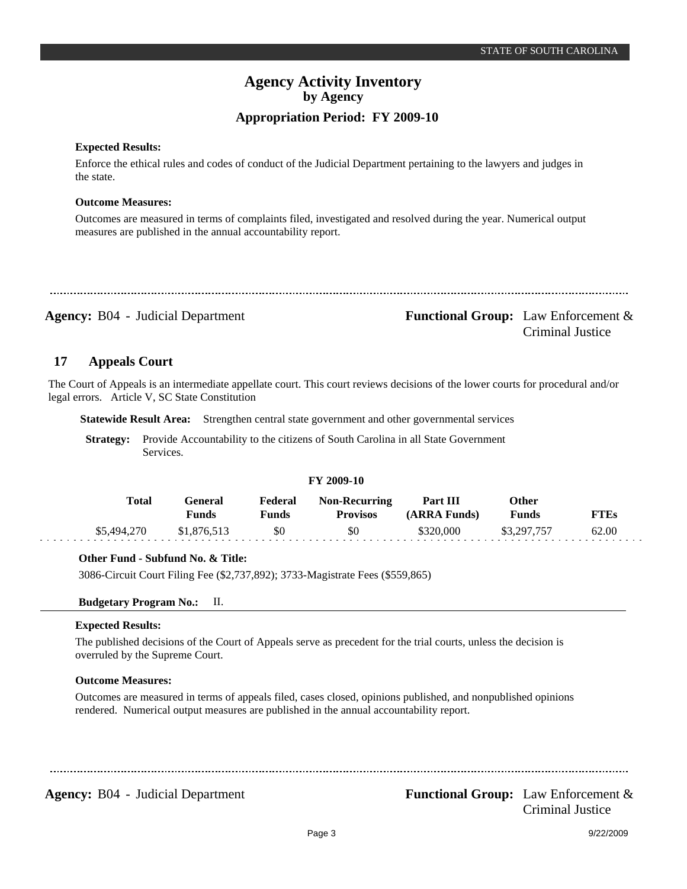**Expected Results:**

Enforce the ethical rules and codes of conduct of the Judicial Department pertaining to the lawyers and judges in the state.

**Outcome Measures:**

Outcomes are measured in terms of complaints filed, investigated and resolved during the year. Numerical output measures are published in the annual accountability report.

---

**Agency:** B04 - Judicial Department **Functional Group:** Law Enforcement & Criminal Justice

## 17 Appeals Court

The Court of Appeals is an intermediate appellate court. This court reviews decisions of the lower courts for procedural and/or legal errors. Article V, SC State Constitution

**Statewide Result Area:** Strengthen central state government and other governmental services

**Strategy:** Provide Accountability to the citizens of South Carolina in all State Government Services.

**FY 2009-10**

| Total | General Funds | Federal Funds | Non-Recurring Provisos | Part III (ARRA Funds) | Other Funds | FTEs |
|---|---|---|---|---|---|---|
| $5,494,270 | $1,876,513 | $0 | $0 | $320,000 | $3,297,757 | 62.00 |

**Other Fund - Subfund No. & Title:**

3086-Circuit Court Filing Fee ($2,737,892); 3733-Magistrate Fees ($559,865)

**Budgetary Program No.:** II.

**Expected Results:**

The published decisions of the Court of Appeals serve as precedent for the trial courts, unless the decision is overruled by the Supreme Court.

**Outcome Measures:**

Outcomes are measured in terms of appeals filed, cases closed, opinions published, and nonpublished opinions rendered. Numerical output measures are published in the annual accountability report.

---

**Agency:** B04 - Judicial Department **Functional Group:** Law Enforcement & Criminal Justice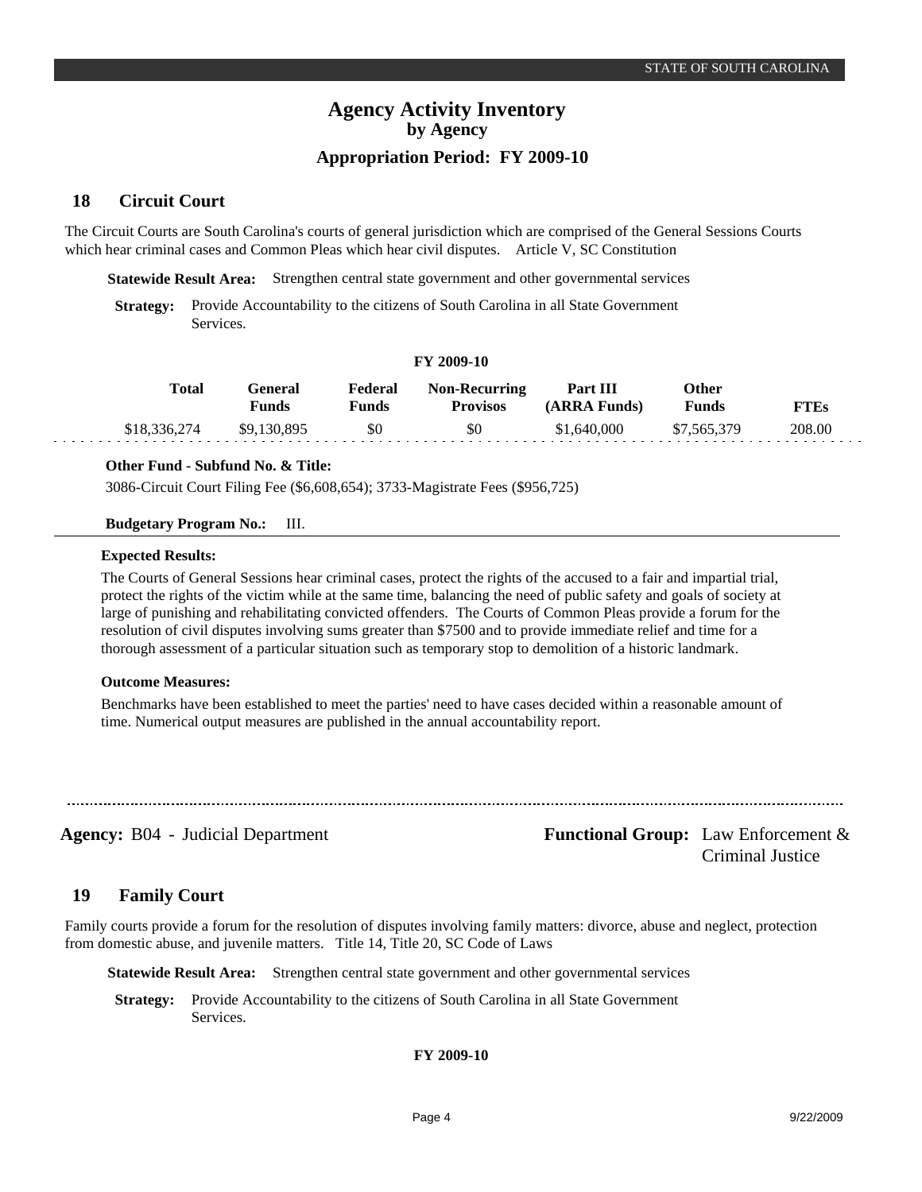# Agency Activity Inventory
## by Agency
### Appropriation Period: FY 2009-10

## 18 Circuit Court

The Circuit Courts are South Carolina's courts of general jurisdiction which are comprised of the General Sessions Courts which hear criminal cases and Common Pleas which hear civil disputes. Article V, SC Constitution

**Statewide Result Area:** Strengthen central state government and other governmental services

**Strategy:** Provide Accountability to the citizens of South Carolina in all State Government Services.

**FY 2009-10**

| Total | General Funds | Federal Funds | Non-Recurring Provisos | Part III (ARRA Funds) | Other Funds | FTEs |
|---|---|---|---|---|---|---|
| $18,336,274 | $9,130,895 | $0 | $0 | $1,640,000 | $7,565,379 | 208.00 |

**Other Fund - Subfund No. & Title:**

3086-Circuit Court Filing Fee ($6,608,654); 3733-Magistrate Fees ($956,725)

**Budgetary Program No.:** III.

**Expected Results:**

The Courts of General Sessions hear criminal cases, protect the rights of the accused to a fair and impartial trial, protect the rights of the victim while at the same time, balancing the need of public safety and goals of society at large of punishing and rehabilitating convicted offenders. The Courts of Common Pleas provide a forum for the resolution of civil disputes involving sums greater than $7500 and to provide immediate relief and time for a thorough assessment of a particular situation such as temporary stop to demolition of a historic landmark.

**Outcome Measures:**

Benchmarks have been established to meet the parties' need to have cases decided within a reasonable amount of time. Numerical output measures are published in the annual accountability report.

---

**Agency:** B04 - Judicial Department **Functional Group:** Law Enforcement & Criminal Justice

## 19 Family Court

Family courts provide a forum for the resolution of disputes involving family matters: divorce, abuse and neglect, protection from domestic abuse, and juvenile matters. Title 14, Title 20, SC Code of Laws

**Statewide Result Area:** Strengthen central state government and other governmental services

**Strategy:** Provide Accountability to the citizens of South Carolina in all State Government Services.

**FY 2009-10**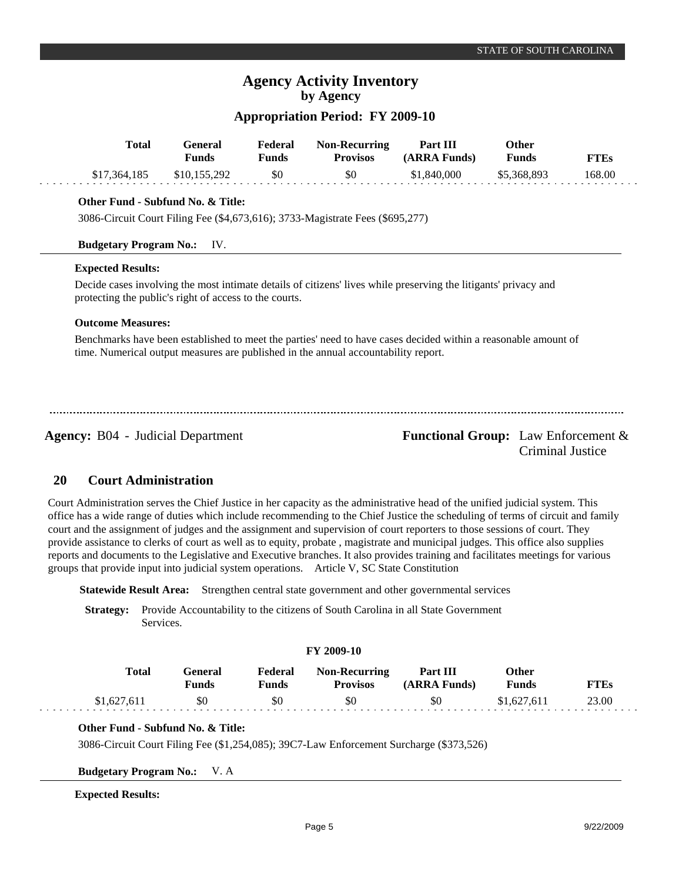# Agency Activity Inventory
## by Agency
### Appropriation Period: FY 2009-10

| Total | General Funds | Federal Funds | Non-Recurring Provisos | Part III (ARRA Funds) | Other Funds | FTEs |
|---|---|---|---|---|---|---|
| $17,364,185 | $10,155,292 | $0 | $0 | $1,840,000 | $5,368,893 | 168.00 |

**Other Fund - Subfund No. & Title:**

3086-Circuit Court Filing Fee ($4,673,616); 3733-Magistrate Fees ($695,277)

**Budgetary Program No.:** IV.

**Expected Results:**

Decide cases involving the most intimate details of citizens' lives while preserving the litigants' privacy and protecting the public's right of access to the courts.

**Outcome Measures:**

Benchmarks have been established to meet the parties' need to have cases decided within a reasonable amount of time. Numerical output measures are published in the annual accountability report.

---

**Agency:** B04 - Judicial Department

**Functional Group:** Law Enforcement & Criminal Justice

## 20 Court Administration

Court Administration serves the Chief Justice in her capacity as the administrative head of the unified judicial system. This office has a wide range of duties which include recommending to the Chief Justice the scheduling of terms of circuit and family court and the assignment of judges and the assignment and supervision of court reporters to those sessions of court. They provide assistance to clerks of court as well as to equity, probate , magistrate and municipal judges. This office also supplies reports and documents to the Legislative and Executive branches. It also provides training and facilitates meetings for various groups that provide input into judicial system operations. Article V, SC State Constitution

**Statewide Result Area:** Strengthen central state government and other governmental services

**Strategy:** Provide Accountability to the citizens of South Carolina in all State Government Services.

**FY 2009-10**

| Total | General Funds | Federal Funds | Non-Recurring Provisos | Part III (ARRA Funds) | Other Funds | FTEs |
|---|---|---|---|---|---|---|
| $1,627,611 | $0 | $0 | $0 | $0 | $1,627,611 | 23.00 |

**Other Fund - Subfund No. & Title:**

3086-Circuit Court Filing Fee ($1,254,085); 39C7-Law Enforcement Surcharge ($373,526)

**Budgetary Program No.:** V. A

**Expected Results:**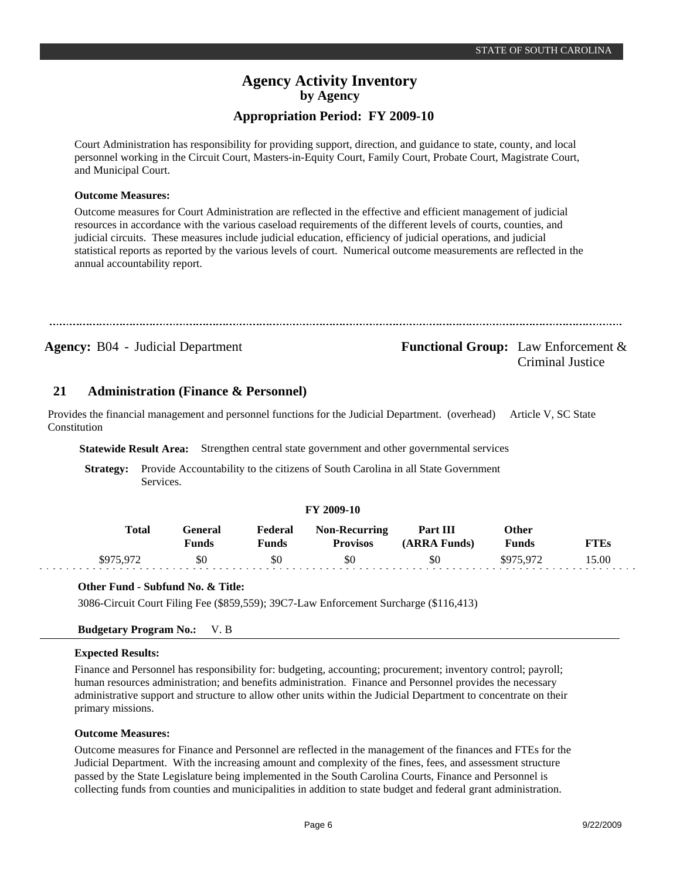# Agency Activity Inventory
## by Agency
## Appropriation Period: FY 2009-10

Court Administration has responsibility for providing support, direction, and guidance to state, county, and local personnel working in the Circuit Court, Masters-in-Equity Court, Family Court, Probate Court, Magistrate Court, and Municipal Court.

**Outcome Measures:**

Outcome measures for Court Administration are reflected in the effective and efficient management of judicial resources in accordance with the various caseload requirements of the different levels of courts, counties, and judicial circuits. These measures include judicial education, efficiency of judicial operations, and judicial statistical reports as reported by the various levels of court. Numerical outcome measurements are reflected in the annual accountability report.

---

**Agency:** B04 - Judicial Department

**Functional Group:** Law Enforcement & Criminal Justice

### 21 Administration (Finance & Personnel)

Provides the financial management and personnel functions for the Judicial Department. (overhead) Article V, SC State Constitution

**Statewide Result Area:** Strengthen central state government and other governmental services

**Strategy:** Provide Accountability to the citizens of South Carolina in all State Government Services.

**FY 2009-10**

| Total | General Funds | Federal Funds | Non-Recurring Provisos | Part III (ARRA Funds) | Other Funds | FTEs |
|---|---|---|---|---|---|---|
| $975,972 | $0 | $0 | $0 | $0 | $975,972 | 15.00 |

**Other Fund - Subfund No. & Title:**

3086-Circuit Court Filing Fee ($859,559); 39C7-Law Enforcement Surcharge ($116,413)

**Budgetary Program No.:** V. B

**Expected Results:**

Finance and Personnel has responsibility for: budgeting, accounting; procurement; inventory control; payroll; human resources administration; and benefits administration. Finance and Personnel provides the necessary administrative support and structure to allow other units within the Judicial Department to concentrate on their primary missions.

**Outcome Measures:**

Outcome measures for Finance and Personnel are reflected in the management of the finances and FTEs for the Judicial Department. With the increasing amount and complexity of the fines, fees, and assessment structure passed by the State Legislature being implemented in the South Carolina Courts, Finance and Personnel is collecting funds from counties and municipalities in addition to state budget and federal grant administration.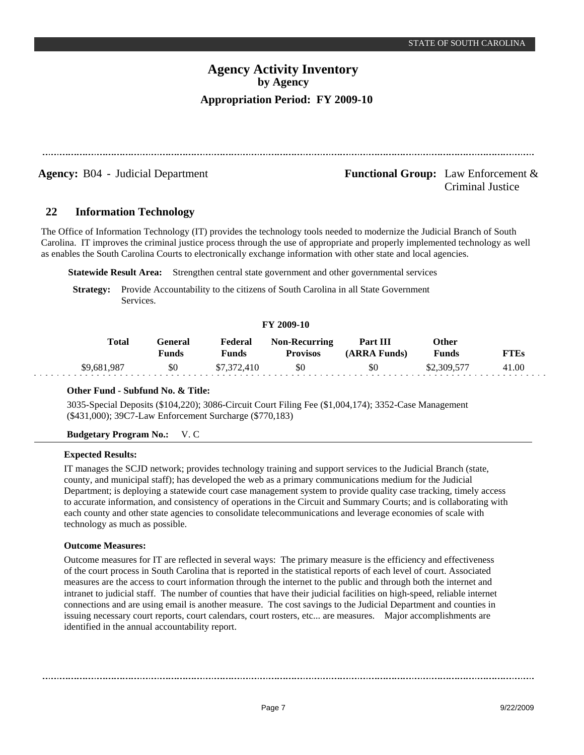# Agency Activity Inventory
## by Agency
### Appropriation Period: FY 2009-10

**Agency:** B04 - Judicial Department

**Functional Group:** Law Enforcement & Criminal Justice

## 22 Information Technology

The Office of Information Technology (IT) provides the technology tools needed to modernize the Judicial Branch of South Carolina. IT improves the criminal justice process through the use of appropriate and properly implemented technology as well as enables the South Carolina Courts to electronically exchange information with other state and local agencies.

**Statewide Result Area:** Strengthen central state government and other governmental services

**Strategy:** Provide Accountability to the citizens of South Carolina in all State Government Services.

**FY 2009-10**

| Total | General Funds | Federal Funds | Non-Recurring Provisos | Part III (ARRA Funds) | Other Funds | FTEs |
|---|---|---|---|---|---|---|
| $9,681,987 | $0 | $7,372,410 | $0 | $0 | $2,309,577 | 41.00 |

**Other Fund - Subfund No. & Title:**

3035-Special Deposits ($104,220); 3086-Circuit Court Filing Fee ($1,004,174); 3352-Case Management ($431,000); 39C7-Law Enforcement Surcharge ($770,183)

**Budgetary Program No.:** V. C

**Expected Results:**

IT manages the SCJD network; provides technology training and support services to the Judicial Branch (state, county, and municipal staff); has developed the web as a primary communications medium for the Judicial Department; is deploying a statewide court case management system to provide quality case tracking, timely access to accurate information, and consistency of operations in the Circuit and Summary Courts; and is collaborating with each county and other state agencies to consolidate telecommunications and leverage economies of scale with technology as much as possible.

**Outcome Measures:**

Outcome measures for IT are reflected in several ways: The primary measure is the efficiency and effectiveness of the court process in South Carolina that is reported in the statistical reports of each level of court. Associated measures are the access to court information through the internet to the public and through both the internet and intranet to judicial staff. The number of counties that have their judicial facilities on high-speed, reliable internet connections and are using email is another measure. The cost savings to the Judicial Department and counties in issuing necessary court reports, court calendars, court rosters, etc... are measures. Major accomplishments are identified in the annual accountability report.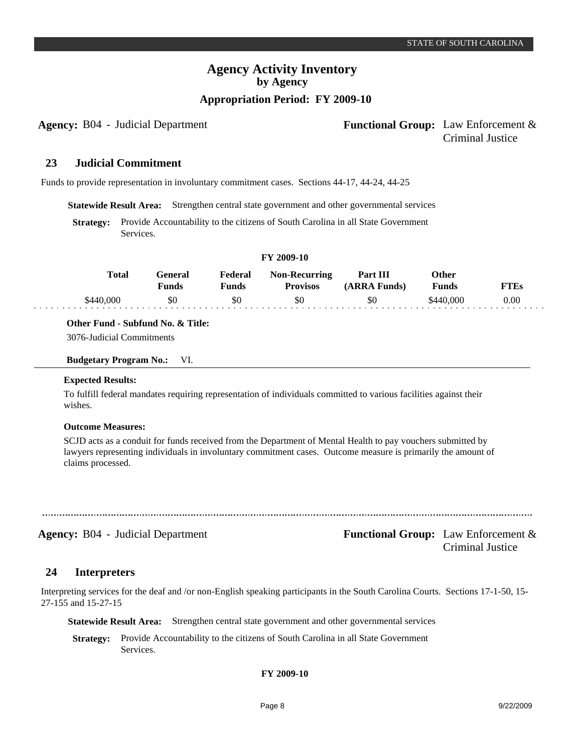**Agency Activity Inventory**
**by Agency**
**Appropriation Period: FY 2009-10**

**Agency:** B04 - Judicial Department

**Functional Group:** Law Enforcement & Criminal Justice

## 23 Judicial Commitment

Funds to provide representation in involuntary commitment cases. Sections 44-17, 44-24, 44-25

**Statewide Result Area:** Strengthen central state government and other governmental services

**Strategy:** Provide Accountability to the citizens of South Carolina in all State Government Services.

**FY 2009-10**

| Total | General Funds | Federal Funds | Non-Recurring Provisos | Part III (ARRA Funds) | Other Funds | FTEs |
|---|---|---|---|---|---|---|
| $440,000 | $0 | $0 | $0 | $0 | $440,000 | 0.00 |

**Other Fund - Subfund No. & Title:**
3076-Judicial Commitments

**Budgetary Program No.:** VI.

**Expected Results:**

To fulfill federal mandates requiring representation of individuals committed to various facilities against their wishes.

**Outcome Measures:**

SCJD acts as a conduit for funds received from the Department of Mental Health to pay vouchers submitted by lawyers representing individuals in involuntary commitment cases. Outcome measure is primarily the amount of claims processed.

---

**Agency:** B04 - Judicial Department

**Functional Group:** Law Enforcement & Criminal Justice

## 24 Interpreters

Interpreting services for the deaf and /or non-English speaking participants in the South Carolina Courts. Sections 17-1-50, 15-27-155 and 15-27-15

**Statewide Result Area:** Strengthen central state government and other governmental services

**Strategy:** Provide Accountability to the citizens of South Carolina in all State Government Services.

**FY 2009-10**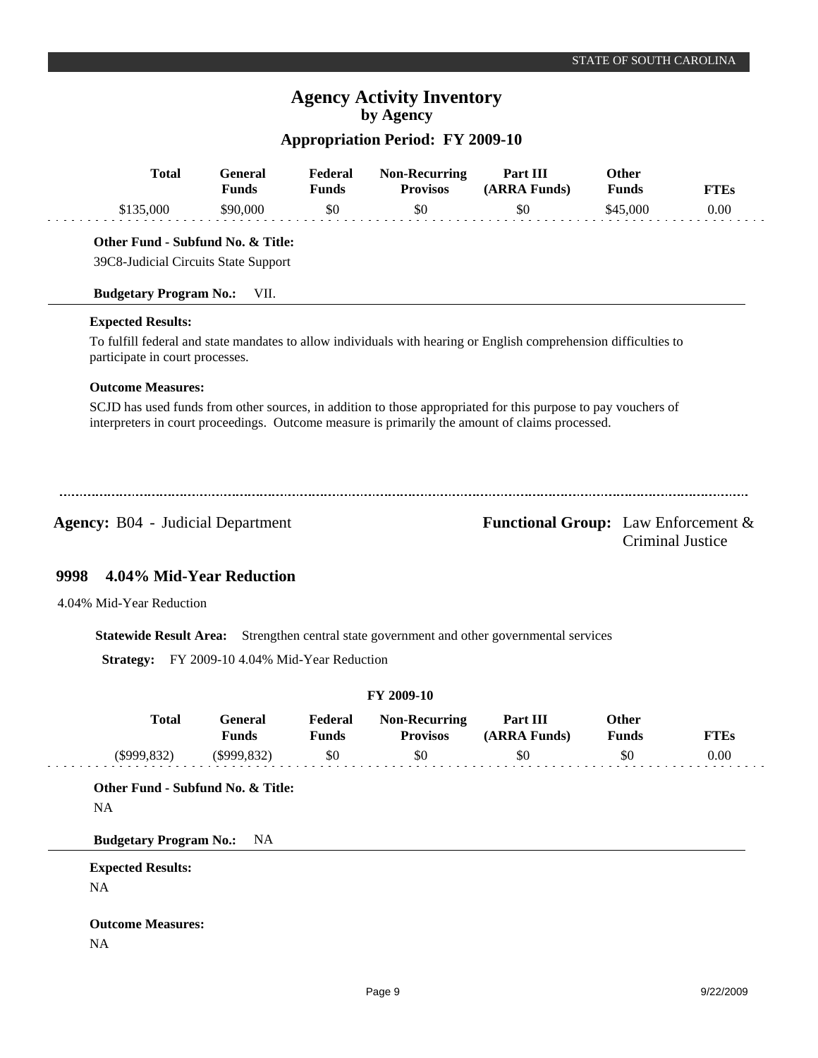| Total | General Funds | Federal Funds | Non-Recurring Provisos | Part III (ARRA Funds) | Other Funds | FTEs |
|---|---|---|---|---|---|---|
| $135,000 | $90,000 | $0 | $0 | $0 | $45,000 | 0.00 |

**Other Fund - Subfund No. & Title:**

39C8-Judicial Circuits State Support

**Budgetary Program No.:** VII.

**Expected Results:**

To fulfill federal and state mandates to allow individuals with hearing or English comprehension difficulties to participate in court processes.

**Outcome Measures:**

SCJD has used funds from other sources, in addition to those appropriated for this purpose to pay vouchers of interpreters in court proceedings. Outcome measure is primarily the amount of claims processed.

---

**Agency:** B04 - Judicial Department

**Functional Group:** Law Enforcement & Criminal Justice

## 9998 4.04% Mid-Year Reduction

4.04% Mid-Year Reduction

**Statewide Result Area:** Strengthen central state government and other governmental services

**Strategy:** FY 2009-10 4.04% Mid-Year Reduction

**FY 2009-10**

| Total | General Funds | Federal Funds | Non-Recurring Provisos | Part III (ARRA Funds) | Other Funds | FTEs |
|---|---|---|---|---|---|---|
| ($999,832) | ($999,832) | $0 | $0 | $0 | $0 | 0.00 |

**Other Fund - Subfund No. & Title:**

NA

**Budgetary Program No.:** NA

**Expected Results:**

NA

**Outcome Measures:**

NA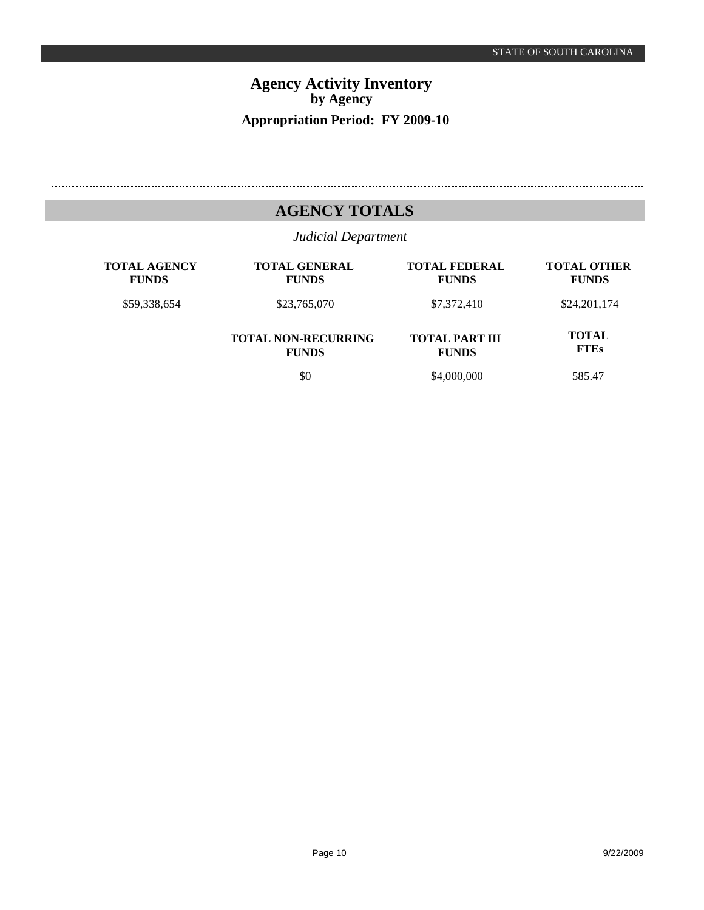# Agency Activity Inventory

### by Agency

### Appropriation Period: FY 2009-10

## AGENCY TOTALS

*Judicial Department*

| TOTAL AGENCY FUNDS | TOTAL GENERAL FUNDS | TOTAL FEDERAL FUNDS | TOTAL OTHER FUNDS |
|---|---|---|---|
| $59,338,654 | $23,765,070 | $7,372,410 | $24,201,174 |

| | TOTAL NON-RECURRING FUNDS | TOTAL PART III FUNDS | TOTAL FTEs |
|---|---|---|---|
| | $0 | $4,000,000 | 585.47 |